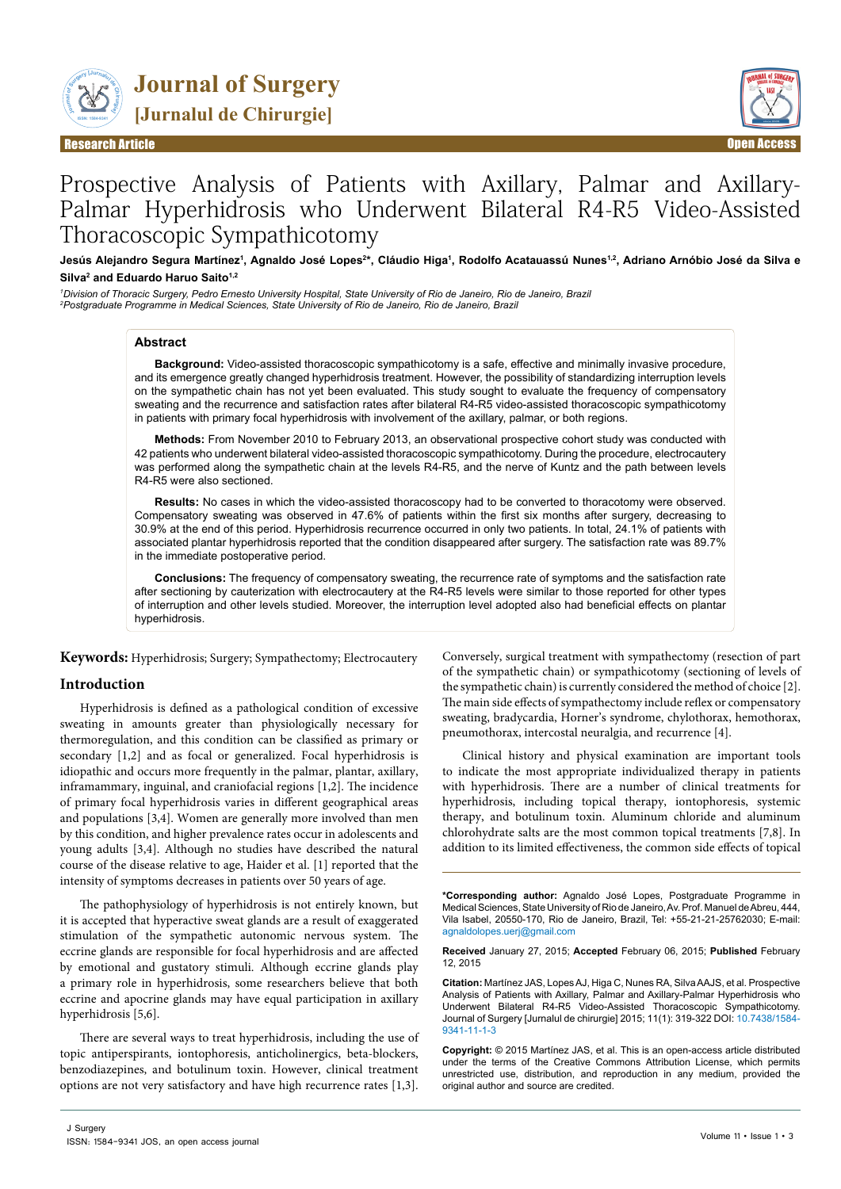# Journal of Surgery
## [Jurnalul de Chirurgie]

Research Article

Open Access

# Prospective Analysis of Patients with Axillary, Palmar and Axillary-Palmar Hyperhidrosis who Underwent Bilateral R4-R5 Video-Assisted Thoracoscopic Sympathicotomy

**Jesús Alejandro Segura Martínez[1], Agnaldo José Lopes[2]*, Cláudio Higa[1], Rodolfo Acatauassú Nunes[1,2], Adriano Arnóbio José da Silva e Silva[2] and Eduardo Haruo Saito[1,2]**

*[1]Division of Thoracic Surgery, Pedro Ernesto University Hospital, State University of Rio de Janeiro, Rio de Janeiro, Brazil*
*[2]Postgraduate Programme in Medical Sciences, State University of Rio de Janeiro, Rio de Janeiro, Brazil*

## Abstract

**Background:** Video-assisted thoracoscopic sympathicotomy is a safe, effective and minimally invasive procedure, and its emergence greatly changed hyperhidrosis treatment. However, the possibility of standardizing interruption levels on the sympathetic chain has not yet been evaluated. This study sought to evaluate the frequency of compensatory sweating and the recurrence and satisfaction rates after bilateral R4-R5 video-assisted thoracoscopic sympathicotomy in patients with primary focal hyperhidrosis with involvement of the axillary, palmar, or both regions.

**Methods:** From November 2010 to February 2013, an observational prospective cohort study was conducted with 42 patients who underwent bilateral video-assisted thoracoscopic sympathicotomy. During the procedure, electrocautery was performed along the sympathetic chain at the levels R4-R5, and the nerve of Kuntz and the path between levels R4-R5 were also sectioned.

**Results:** No cases in which the video-assisted thoracoscopy had to be converted to thoracotomy were observed. Compensatory sweating was observed in 47.6% of patients within the first six months after surgery, decreasing to 30.9% at the end of this period. Hyperhidrosis recurrence occurred in only two patients. In total, 24.1% of patients with associated plantar hyperhidrosis reported that the condition disappeared after surgery. The satisfaction rate was 89.7% in the immediate postoperative period.

**Conclusions:** The frequency of compensatory sweating, the recurrence rate of symptoms and the satisfaction rate after sectioning by cauterization with electrocautery at the R4-R5 levels were similar to those reported for other types of interruption and other levels studied. Moreover, the interruption level adopted also had beneficial effects on plantar hyperhidrosis.

**Keywords:** Hyperhidrosis; Surgery; Sympathectomy; Electrocautery

## Introduction

Hyperhidrosis is defined as a pathological condition of excessive sweating in amounts greater than physiologically necessary for thermoregulation, and this condition can be classified as primary or secondary [1,2] and as focal or generalized. Focal hyperhidrosis is idiopathic and occurs more frequently in the palmar, plantar, axillary, inframammary, inguinal, and craniofacial regions [1,2]. The incidence of primary focal hyperhidrosis varies in different geographical areas and populations [3,4]. Women are generally more involved than men by this condition, and higher prevalence rates occur in adolescents and young adults [3,4]. Although no studies have described the natural course of the disease relative to age, Haider et al. [1] reported that the intensity of symptoms decreases in patients over 50 years of age.

The pathophysiology of hyperhidrosis is not entirely known, but it is accepted that hyperactive sweat glands are a result of exaggerated stimulation of the sympathetic autonomic nervous system. The eccrine glands are responsible for focal hyperhidrosis and are affected by emotional and gustatory stimuli. Although eccrine glands play a primary role in hyperhidrosis, some researchers believe that both eccrine and apocrine glands may have equal participation in axillary hyperhidrosis [5,6].

There are several ways to treat hyperhidrosis, including the use of topic antiperspirants, iontophoresis, anticholinergics, beta-blockers, benzodiazepines, and botulinum toxin. However, clinical treatment options are not very satisfactory and have high recurrence rates [1,3]. Conversely, surgical treatment with sympathectomy (resection of part of the sympathetic chain) or sympathicotomy (sectioning of levels of the sympathetic chain) is currently considered the method of choice [2]. The main side effects of sympathectomy include reflex or compensatory sweating, bradycardia, Horner's syndrome, chylothorax, hemothorax, pneumothorax, intercostal neuralgia, and recurrence [4].

Clinical history and physical examination are important tools to indicate the most appropriate individualized therapy in patients with hyperhidrosis. There are a number of clinical treatments for hyperhidrosis, including topical therapy, iontophoresis, systemic therapy, and botulinum toxin. Aluminum chloride and aluminum chlorohydrate salts are the most common topical treatments [7,8]. In addition to its limited effectiveness, the common side effects of topical

**\*Corresponding author:** Agnaldo José Lopes, Postgraduate Programme in Medical Sciences, State University of Rio de Janeiro, Av. Prof. Manuel de Abreu, 444, Vila Isabel, 20550-170, Rio de Janeiro, Brazil, Tel: +55-21-21-25762030; E-mail: agnaldolopes.uerj@gmail.com

**Received** January 27, 2015; **Accepted** February 06, 2015; **Published** February 12, 2015

**Citation:** Martínez JAS, Lopes AJ, Higa C, Nunes RA, Silva AAJS, et al. Prospective Analysis of Patients with Axillary, Palmar and Axillary-Palmar Hyperhidrosis who Underwent Bilateral R4-R5 Video-Assisted Thoracoscopic Sympathicotomy. Journal of Surgery [Jurnalul de chirurgie] 2015; 11(1): 319-322 DOI: 10.7438/1584-9341-11-1-3

**Copyright:** © 2015 Martínez JAS, et al. This is an open-access article distributed under the terms of the Creative Commons Attribution License, which permits unrestricted use, distribution, and reproduction in any medium, provided the original author and source are credited.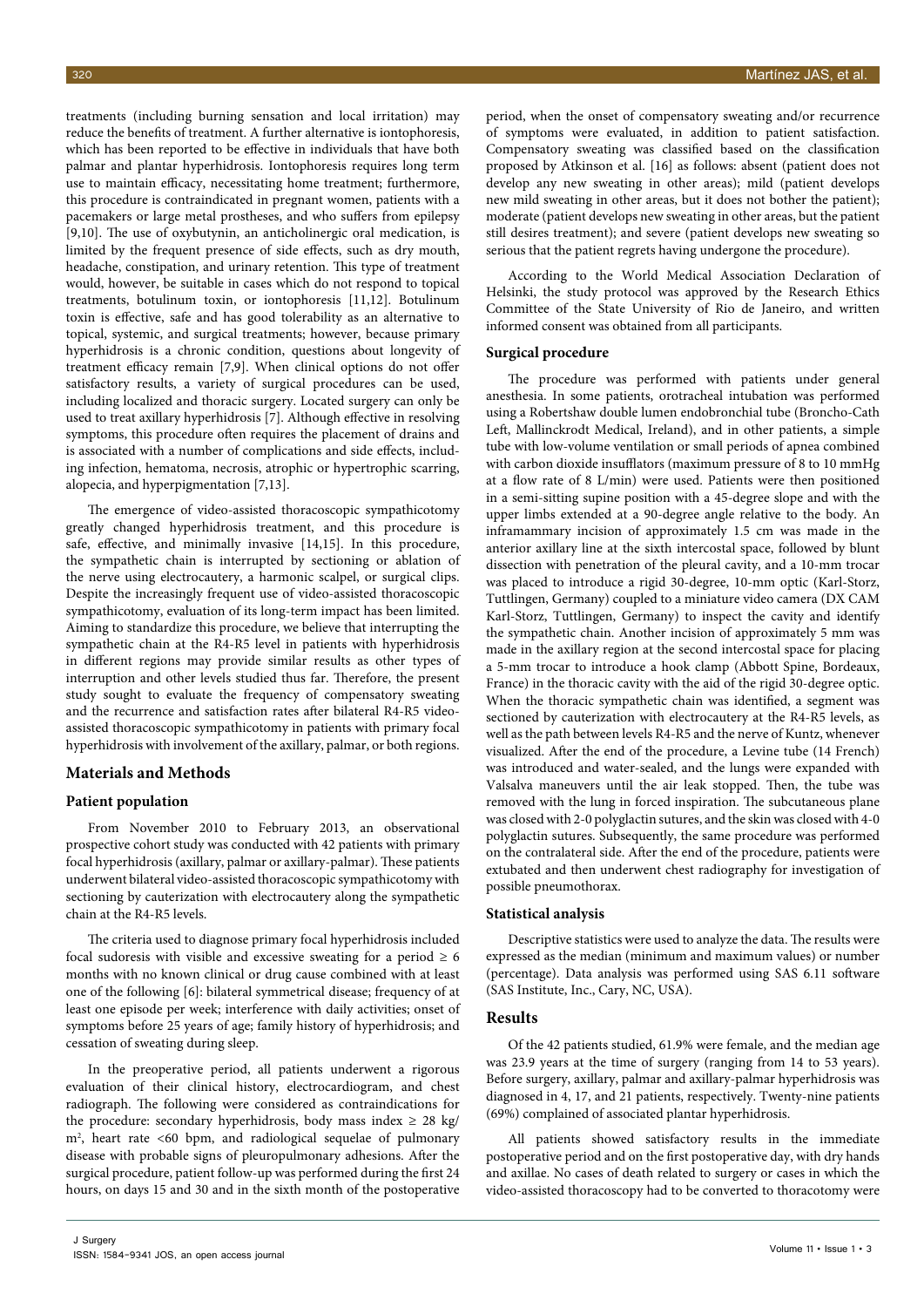treatments (including burning sensation and local irritation) may reduce the benefits of treatment. A further alternative is iontophoresis, which has been reported to be effective in individuals that have both palmar and plantar hyperhidrosis. Iontophoresis requires long term use to maintain efficacy, necessitating home treatment; furthermore, this procedure is contraindicated in pregnant women, patients with a pacemakers or large metal prostheses, and who suffers from epilepsy [9,10]. The use of oxybutynin, an anticholinergic oral medication, is limited by the frequent presence of side effects, such as dry mouth, headache, constipation, and urinary retention. This type of treatment would, however, be suitable in cases which do not respond to topical treatments, botulinum toxin, or iontophoresis [11,12]. Botulinum toxin is effective, safe and has good tolerability as an alternative to topical, systemic, and surgical treatments; however, because primary hyperhidrosis is a chronic condition, questions about longevity of treatment efficacy remain [7,9]. When clinical options do not offer satisfactory results, a variety of surgical procedures can be used, including localized and thoracic surgery. Located surgery can only be used to treat axillary hyperhidrosis [7]. Although effective in resolving symptoms, this procedure often requires the placement of drains and is associated with a number of complications and side effects, including infection, hematoma, necrosis, atrophic or hypertrophic scarring, alopecia, and hyperpigmentation [7,13].

The emergence of video-assisted thoracoscopic sympathicotomy greatly changed hyperhidrosis treatment, and this procedure is safe, effective, and minimally invasive [14,15]. In this procedure, the sympathetic chain is interrupted by sectioning or ablation of the nerve using electrocautery, a harmonic scalpel, or surgical clips. Despite the increasingly frequent use of video-assisted thoracoscopic sympathicotomy, evaluation of its long-term impact has been limited. Aiming to standardize this procedure, we believe that interrupting the sympathetic chain at the R4-R5 level in patients with hyperhidrosis in different regions may provide similar results as other types of interruption and other levels studied thus far. Therefore, the present study sought to evaluate the frequency of compensatory sweating and the recurrence and satisfaction rates after bilateral R4-R5 video-assisted thoracoscopic sympathicotomy in patients with primary focal hyperhidrosis with involvement of the axillary, palmar, or both regions.

## Materials and Methods

### Patient population

From November 2010 to February 2013, an observational prospective cohort study was conducted with 42 patients with primary focal hyperhidrosis (axillary, palmar or axillary-palmar). These patients underwent bilateral video-assisted thoracoscopic sympathicotomy with sectioning by cauterization with electrocautery along the sympathetic chain at the R4-R5 levels.

The criteria used to diagnose primary focal hyperhidrosis included focal sudoresis with visible and excessive sweating for a period ≥ 6 months with no known clinical or drug cause combined with at least one of the following [6]: bilateral symmetrical disease; frequency of at least one episode per week; interference with daily activities; onset of symptoms before 25 years of age; family history of hyperhidrosis; and cessation of sweating during sleep.

In the preoperative period, all patients underwent a rigorous evaluation of their clinical history, electrocardiogram, and chest radiograph. The following were considered as contraindications for the procedure: secondary hyperhidrosis, body mass index ≥ 28 kg/m$^2$, heart rate <60 bpm, and radiological sequelae of pulmonary disease with probable signs of pleuropulmonary adhesions. After the surgical procedure, patient follow-up was performed during the first 24 hours, on days 15 and 30 and in the sixth month of the postoperative period, when the onset of compensatory sweating and/or recurrence of symptoms were evaluated, in addition to patient satisfaction. Compensatory sweating was classified based on the classification proposed by Atkinson et al. [16] as follows: absent (patient does not develop any new sweating in other areas); mild (patient develops new mild sweating in other areas, but it does not bother the patient); moderate (patient develops new sweating in other areas, but the patient still desires treatment); and severe (patient develops new sweating so serious that the patient regrets having undergone the procedure).

According to the World Medical Association Declaration of Helsinki, the study protocol was approved by the Research Ethics Committee of the State University of Rio de Janeiro, and written informed consent was obtained from all participants.

### Surgical procedure

The procedure was performed with patients under general anesthesia. In some patients, orotracheal intubation was performed using a Robertshaw double lumen endobronchial tube (Broncho-Cath Left, Mallinckrodt Medical, Ireland), and in other patients, a simple tube with low-volume ventilation or small periods of apnea combined with carbon dioxide insufflators (maximum pressure of 8 to 10 mmHg at a flow rate of 8 L/min) were used. Patients were then positioned in a semi-sitting supine position with a 45-degree slope and with the upper limbs extended at a 90-degree angle relative to the body. An inframammary incision of approximately 1.5 cm was made in the anterior axillary line at the sixth intercostal space, followed by blunt dissection with penetration of the pleural cavity, and a 10-mm trocar was placed to introduce a rigid 30-degree, 10-mm optic (Karl-Storz, Tuttlingen, Germany) coupled to a miniature video camera (DX CAM Karl-Storz, Tuttlingen, Germany) to inspect the cavity and identify the sympathetic chain. Another incision of approximately 5 mm was made in the axillary region at the second intercostal space for placing a 5-mm trocar to introduce a hook clamp (Abbott Spine, Bordeaux, France) in the thoracic cavity with the aid of the rigid 30-degree optic. When the thoracic sympathetic chain was identified, a segment was sectioned by cauterization with electrocautery at the R4-R5 levels, as well as the path between levels R4-R5 and the nerve of Kuntz, whenever visualized. After the end of the procedure, a Levine tube (14 French) was introduced and water-sealed, and the lungs were expanded with Valsalva maneuvers until the air leak stopped. Then, the tube was removed with the lung in forced inspiration. The subcutaneous plane was closed with 2-0 polyglactin sutures, and the skin was closed with 4-0 polyglactin sutures. Subsequently, the same procedure was performed on the contralateral side. After the end of the procedure, patients were extubated and then underwent chest radiography for investigation of possible pneumothorax.

### Statistical analysis

Descriptive statistics were used to analyze the data. The results were expressed as the median (minimum and maximum values) or number (percentage). Data analysis was performed using SAS 6.11 software (SAS Institute, Inc., Cary, NC, USA).

## Results

Of the 42 patients studied, 61.9% were female, and the median age was 23.9 years at the time of surgery (ranging from 14 to 53 years). Before surgery, axillary, palmar and axillary-palmar hyperhidrosis was diagnosed in 4, 17, and 21 patients, respectively. Twenty-nine patients (69%) complained of associated plantar hyperhidrosis.

All patients showed satisfactory results in the immediate postoperative period and on the first postoperative day, with dry hands and axillae. No cases of death related to surgery or cases in which the video-assisted thoracoscopy had to be converted to thoracotomy were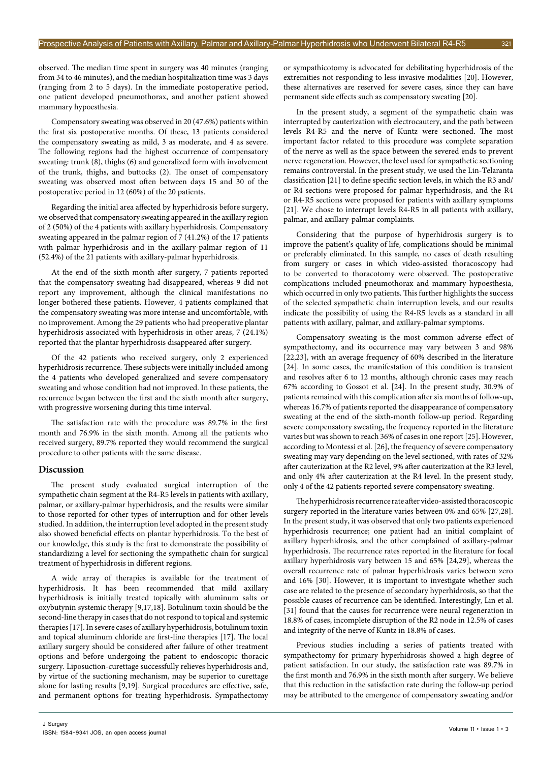observed. The median time spent in surgery was 40 minutes (ranging from 34 to 46 minutes), and the median hospitalization time was 3 days (ranging from 2 to 5 days). In the immediate postoperative period, one patient developed pneumothorax, and another patient showed mammary hypoesthesia.

Compensatory sweating was observed in 20 (47.6%) patients within the first six postoperative months. Of these, 13 patients considered the compensatory sweating as mild, 3 as moderate, and 4 as severe. The following regions had the highest occurrence of compensatory sweating: trunk (8), thighs (6) and generalized form with involvement of the trunk, thighs, and buttocks (2). The onset of compensatory sweating was observed most often between days 15 and 30 of the postoperative period in 12 (60%) of the 20 patients.

Regarding the initial area affected by hyperhidrosis before surgery, we observed that compensatory sweating appeared in the axillary region of 2 (50%) of the 4 patients with axillary hyperhidrosis. Compensatory sweating appeared in the palmar region of 7 (41.2%) of the 17 patients with palmar hyperhidrosis and in the axillary-palmar region of 11 (52.4%) of the 21 patients with axillary-palmar hyperhidrosis.

At the end of the sixth month after surgery, 7 patients reported that the compensatory sweating had disappeared, whereas 9 did not report any improvement, although the clinical manifestations no longer bothered these patients. However, 4 patients complained that the compensatory sweating was more intense and uncomfortable, with no improvement. Among the 29 patients who had preoperative plantar hyperhidrosis associated with hyperhidrosis in other areas, 7 (24.1%) reported that the plantar hyperhidrosis disappeared after surgery.

Of the 42 patients who received surgery, only 2 experienced hyperhidrosis recurrence. These subjects were initially included among the 4 patients who developed generalized and severe compensatory sweating and whose condition had not improved. In these patients, the recurrence began between the first and the sixth month after surgery, with progressive worsening during this time interval.

The satisfaction rate with the procedure was 89.7% in the first month and 76.9% in the sixth month. Among all the patients who received surgery, 89.7% reported they would recommend the surgical procedure to other patients with the same disease.

## Discussion

The present study evaluated surgical interruption of the sympathetic chain segment at the R4-R5 levels in patients with axillary, palmar, or axillary-palmar hyperhidrosis, and the results were similar to those reported for other types of interruption and for other levels studied. In addition, the interruption level adopted in the present study also showed beneficial effects on plantar hyperhidrosis. To the best of our knowledge, this study is the first to demonstrate the possibility of standardizing a level for sectioning the sympathetic chain for surgical treatment of hyperhidrosis in different regions.

A wide array of therapies is available for the treatment of hyperhidrosis. It has been recommended that mild axillary hyperhidrosis is initially treated topically with aluminum salts or oxybutynin systemic therapy [9,17,18]. Botulinum toxin should be the second-line therapy in cases that do not respond to topical and systemic therapies [17]. In severe cases of axillary hyperhidrosis, botulinum toxin and topical aluminum chloride are first-line therapies [17]. The local axillary surgery should be considered after failure of other treatment options and before undergoing the patient to endoscopic thoracic surgery. Liposuction-curettage successfully relieves hyperhidrosis and, by virtue of the suctioning mechanism, may be superior to curettage alone for lasting results [9,19]. Surgical procedures are effective, safe, and permanent options for treating hyperhidrosis. Sympathectomy or sympathicotomy is advocated for debilitating hyperhidrosis of the extremities not responding to less invasive modalities [20]. However, these alternatives are reserved for severe cases, since they can have permanent side effects such as compensatory sweating [20].

In the present study, a segment of the sympathetic chain was interrupted by cauterization with electrocautery, and the path between levels R4-R5 and the nerve of Kuntz were sectioned. The most important factor related to this procedure was complete separation of the nerve as well as the space between the severed ends to prevent nerve regeneration. However, the level used for sympathetic sectioning remains controversial. In the present study, we used the Lin-Telaranta classification [21] to define specific section levels, in which the R3 and/or R4 sections were proposed for palmar hyperhidrosis, and the R4 or R4-R5 sections were proposed for patients with axillary symptoms [21]. We chose to interrupt levels R4-R5 in all patients with axillary, palmar, and axillary-palmar complaints.

Considering that the purpose of hyperhidrosis surgery is to improve the patient's quality of life, complications should be minimal or preferably eliminated. In this sample, no cases of death resulting from surgery or cases in which video-assisted thoracoscopy had to be converted to thoracotomy were observed. The postoperative complications included pneumothorax and mammary hypoesthesia, which occurred in only two patients. This further highlights the success of the selected sympathetic chain interruption levels, and our results indicate the possibility of using the R4-R5 levels as a standard in all patients with axillary, palmar, and axillary-palmar symptoms.

Compensatory sweating is the most common adverse effect of sympathectomy, and its occurrence may vary between 3 and 98% [22,23], with an average frequency of 60% described in the literature [24]. In some cases, the manifestation of this condition is transient and resolves after 6 to 12 months, although chronic cases may reach 67% according to Gossot et al. [24]. In the present study, 30.9% of patients remained with this complication after six months of follow-up, whereas 16.7% of patients reported the disappearance of compensatory sweating at the end of the sixth-month follow-up period. Regarding severe compensatory sweating, the frequency reported in the literature varies but was shown to reach 36% of cases in one report [25]. However, according to Montessi et al. [26], the frequency of severe compensatory sweating may vary depending on the level sectioned, with rates of 32% after cauterization at the R2 level, 9% after cauterization at the R3 level, and only 4% after cauterization at the R4 level. In the present study, only 4 of the 42 patients reported severe compensatory sweating.

The hyperhidrosis recurrence rate after video-assisted thoracoscopic surgery reported in the literature varies between 0% and 65% [27,28]. In the present study, it was observed that only two patients experienced hyperhidrosis recurrence; one patient had an initial complaint of axillary hyperhidrosis, and the other complained of axillary-palmar hyperhidrosis. The recurrence rates reported in the literature for focal axillary hyperhidrosis vary between 15 and 65% [24,29], whereas the overall recurrence rate of palmar hyperhidrosis varies between zero and 16% [30]. However, it is important to investigate whether such case are related to the presence of secondary hyperhidrosis, so that the possible causes of recurrence can be identified. Interestingly, Lin et al. [31] found that the causes for recurrence were neural regeneration in 18.8% of cases, incomplete disruption of the R2 node in 12.5% of cases and integrity of the nerve of Kuntz in 18.8% of cases.

Previous studies including a series of patients treated with sympathectomy for primary hyperhidrosis showed a high degree of patient satisfaction. In our study, the satisfaction rate was 89.7% in the first month and 76.9% in the sixth month after surgery. We believe that this reduction in the satisfaction rate during the follow-up period may be attributed to the emergence of compensatory sweating and/or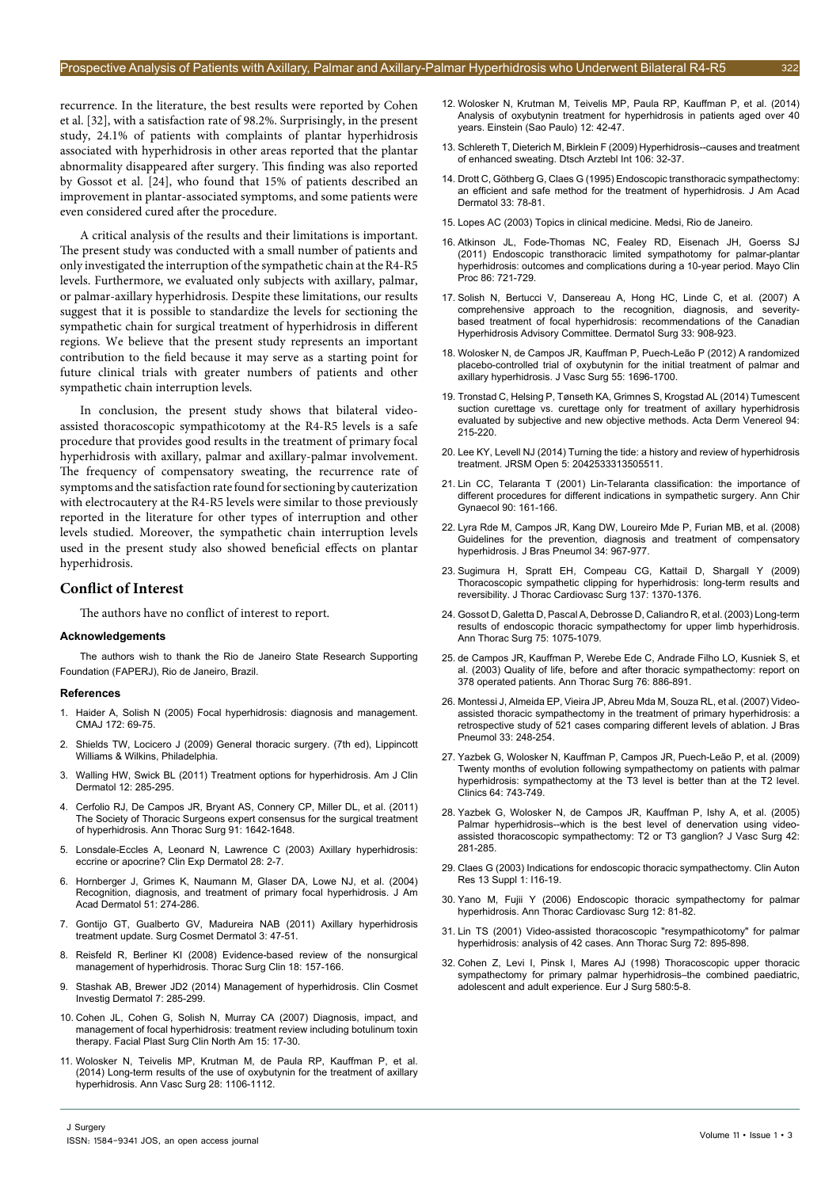recurrence. In the literature, the best results were reported by Cohen et al. [32], with a satisfaction rate of 98.2%. Surprisingly, in the present study, 24.1% of patients with complaints of plantar hyperhidrosis associated with hyperhidrosis in other areas reported that the plantar abnormality disappeared after surgery. This finding was also reported by Gossot et al. [24], who found that 15% of patients described an improvement in plantar-associated symptoms, and some patients were even considered cured after the procedure.

A critical analysis of the results and their limitations is important. The present study was conducted with a small number of patients and only investigated the interruption of the sympathetic chain at the R4-R5 levels. Furthermore, we evaluated only subjects with axillary, palmar, or palmar-axillary hyperhidrosis. Despite these limitations, our results suggest that it is possible to standardize the levels for sectioning the sympathetic chain for surgical treatment of hyperhidrosis in different regions. We believe that the present study represents an important contribution to the field because it may serve as a starting point for future clinical trials with greater numbers of patients and other sympathetic chain interruption levels.

In conclusion, the present study shows that bilateral video-assisted thoracoscopic sympathicotomy at the R4-R5 levels is a safe procedure that provides good results in the treatment of primary focal hyperhidrosis with axillary, palmar and axillary-palmar involvement. The frequency of compensatory sweating, the recurrence rate of symptoms and the satisfaction rate found for sectioning by cauterization with electrocautery at the R4-R5 levels were similar to those previously reported in the literature for other types of interruption and other levels studied. Moreover, the sympathetic chain interruption levels used in the present study also showed beneficial effects on plantar hyperhidrosis.

## Conflict of Interest

The authors have no conflict of interest to report.

### Acknowledgements

The authors wish to thank the Rio de Janeiro State Research Supporting Foundation (FAPERJ), Rio de Janeiro, Brazil.

### References

1. Haider A, Solish N (2005) Focal hyperhidrosis: diagnosis and management. CMAJ 172: 69-75.
2. Shields TW, Locicero J (2009) General thoracic surgery. (7th ed), Lippincott Williams & Wilkins, Philadelphia.
3. Walling HW, Swick BL (2011) Treatment options for hyperhidrosis. Am J Clin Dermatol 12: 285-295.
4. Cerfolio RJ, De Campos JR, Bryant AS, Connery CP, Miller DL, et al. (2011) The Society of Thoracic Surgeons expert consensus for the surgical treatment of hyperhidrosis. Ann Thorac Surg 91: 1642-1648.
5. Lonsdale-Eccles A, Leonard N, Lawrence C (2003) Axillary hyperhidrosis: eccrine or apocrine? Clin Exp Dermatol 28: 2-7.
6. Hornberger J, Grimes K, Naumann M, Glaser DA, Lowe NJ, et al. (2004) Recognition, diagnosis, and treatment of primary focal hyperhidrosis. J Am Acad Dermatol 51: 274-286.
7. Gontijo GT, Gualberto GV, Madureira NAB (2011) Axillary hyperhidrosis treatment update. Surg Cosmet Dermatol 3: 47-51.
8. Reisfeld R, Berliner KI (2008) Evidence-based review of the nonsurgical management of hyperhidrosis. Thorac Surg Clin 18: 157-166.
9. Stashak AB, Brewer JD2 (2014) Management of hyperhidrosis. Clin Cosmet Investig Dermatol 7: 285-299.
10. Cohen JL, Cohen G, Solish N, Murray CA (2007) Diagnosis, impact, and management of focal hyperhidrosis: treatment review including botulinum toxin therapy. Facial Plast Surg Clin North Am 15: 17-30.
11. Wolosker N, Teivelis MP, Krutman M, de Paula RP, Kauffman P, et al. (2014) Long-term results of the use of oxybutynin for the treatment of axillary hyperhidrosis. Ann Vasc Surg 28: 1106-1112.
12. Wolosker N, Krutman M, Teivelis MP, Paula RP, Kauffman P, et al. (2014) Analysis of oxybutynin treatment for hyperhidrosis in patients aged over 40 years. Einstein (Sao Paulo) 12: 42-47.
13. Schlereth T, Dieterich M, Birklein F (2009) Hyperhidrosis--causes and treatment of enhanced sweating. Dtsch Arztebl Int 106: 32-37.
14. Drott C, Göthberg G, Claes G (1995) Endoscopic transthoracic sympathectomy: an efficient and safe method for the treatment of hyperhidrosis. J Am Acad Dermatol 33: 78-81.
15. Lopes AC (2003) Topics in clinical medicine. Medsi, Rio de Janeiro.
16. Atkinson JL, Fode-Thomas NC, Fealey RD, Eisenach JH, Goerss SJ (2011) Endoscopic transthoracic limited sympathotomy for palmar-plantar hyperhidrosis: outcomes and complications during a 10-year period. Mayo Clin Proc 86: 721-729.
17. Solish N, Bertucci V, Dansereau A, Hong HC, Linde C, et al. (2007) A comprehensive approach to the recognition, diagnosis, and severity-based treatment of focal hyperhidrosis: recommendations of the Canadian Hyperhidrosis Advisory Committee. Dermatol Surg 33: 908-923.
18. Wolosker N, de Campos JR, Kauffman P, Puech-Leão P (2012) A randomized placebo-controlled trial of oxybutynin for the initial treatment of palmar and axillary hyperhidrosis. J Vasc Surg 55: 1696-1700.
19. Tronstad C, Helsing P, Tønseth KA, Grimnes S, Krogstad AL (2014) Tumescent suction curettage vs. curettage only for treatment of axillary hyperhidrosis evaluated by subjective and new objective methods. Acta Derm Venereol 94: 215-220.
20. Lee KY, Levell NJ (2014) Turning the tide: a history and review of hyperhidrosis treatment. JRSM Open 5: 2042533313505511.
21. Lin CC, Telaranta T (2001) Lin-Telaranta classification: the importance of different procedures for different indications in sympathetic surgery. Ann Chir Gynaecol 90: 161-166.
22. Lyra Rde M, Campos JR, Kang DW, Loureiro Mde P, Furian MB, et al. (2008) Guidelines for the prevention, diagnosis and treatment of compensatory hyperhidrosis. J Bras Pneumol 34: 967-977.
23. Sugimura H, Spratt EH, Compeau CG, Kattail D, Shargall Y (2009) Thoracoscopic sympathetic clipping for hyperhidrosis: long-term results and reversibility. J Thorac Cardiovasc Surg 137: 1370-1376.
24. Gossot D, Galetta D, Pascal A, Debrosse D, Caliandro R, et al. (2003) Long-term results of endoscopic thoracic sympathectomy for upper limb hyperhidrosis. Ann Thorac Surg 75: 1075-1079.
25. de Campos JR, Kauffman P, Werebe Ede C, Andrade Filho LO, Kusniek S, et al. (2003) Quality of life, before and after thoracic sympathectomy: report on 378 operated patients. Ann Thorac Surg 76: 886-891.
26. Montessi J, Almeida EP, Vieira JP, Abreu Mda M, Souza RL, et al. (2007) Video-assisted thoracic sympathectomy in the treatment of primary hyperhidrosis: a retrospective study of 521 cases comparing different levels of ablation. J Bras Pneumol 33: 248-254.
27. Yazbek G, Wolosker N, Kauffman P, Campos JR, Puech-Leão P, et al. (2009) Twenty months of evolution following sympathectomy on patients with palmar hyperhidrosis: sympathectomy at the T3 level is better than at the T2 level. Clinics 64: 743-749.
28. Yazbek G, Wolosker N, de Campos JR, Kauffman P, Ishy A, et al. (2005) Palmar hyperhidrosis--which is the best level of denervation using video-assisted thoracoscopic sympathectomy: T2 or T3 ganglion? J Vasc Surg 42: 281-285.
29. Claes G (2003) Indications for endoscopic thoracic sympathectomy. Clin Auton Res 13 Suppl 1: I16-19.
30. Yano M, Fujii Y (2006) Endoscopic thoracic sympathectomy for palmar hyperhidrosis. Ann Thorac Cardiovasc Surg 12: 81-82.
31. Lin TS (2001) Video-assisted thoracoscopic "resympathicotomy" for palmar hyperhidrosis: analysis of 42 cases. Ann Thorac Surg 72: 895-898.
32. Cohen Z, Levi I, Pinsk I, Mares AJ (1998) Thoracoscopic upper thoracic sympathectomy for primary palmar hyperhidrosis–the combined paediatric, adolescent and adult experience. Eur J Surg 580:5-8.